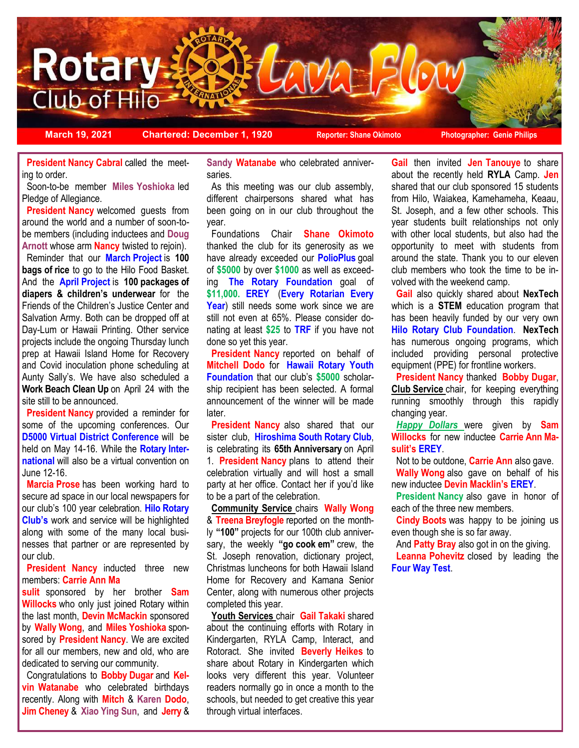# Rotary Club of Hilo — Lava Flow

**March 19, 2021** | **Chartered: December 1, 1920** | **Reporter: Shane Okimoto** | **Photographer: Genie Philips**

**President Nancy Cabral** called the meeting to order.

Soon-to-be member **Miles Yoshioka** led Pledge of Allegiance.

**President Nancy** welcomed guests from around the world and a number of soon-to-be members (including inductees and **Doug Arnott** whose arm **Nancy** twisted to rejoin).

Reminder that our **March Project** is **100 bags of rice** to go to the Hilo Food Basket. And the **April Project** is **100 packages of diapers & children's underwear** for the Friends of the Children's Justice Center and Salvation Army. Both can be dropped off at Day-Lum or Hawaii Printing. Other service projects include the ongoing Thursday lunch prep at Hawaii Island Home for Recovery and Covid inoculation phone scheduling at Aunty Sally's. We have also scheduled a **Work Beach Clean Up** on April 24 with the site still to be announced.

**President Nancy** provided a reminder for some of the upcoming conferences. Our **D5000 Virtual District Conference** will be held on May 14-16. While the **Rotary International** will also be a virtual convention on June 12-16.

**Marcia Prose** has been working hard to secure ad space in our local newspapers for our club's 100 year celebration. **Hilo Rotary Club's** work and service will be highlighted along with some of the many local businesses that partner or are represented by our club.

**President Nancy** inducted three new members: **Carrie Ann Masulit** sponsored by her brother **Sam Willocks** who only just joined Rotary within the last month, **Devin McMackin** sponsored by **Wally Wong**, and **Miles Yoshioka** sponsored by **President Nancy**. We are excited for all our members, new and old, who are dedicated to serving our community.

Congratulations to **Bobby Dugar** and **Kelvin Watanabe** who celebrated birthdays recently. Along with **Mitch** & **Karen Dodo**, **Jim Cheney** & **Xiao Ying Sun**, and **Jerry** & **Sandy Watanabe** who celebrated anniversaries.

As this meeting was our club assembly, different chairpersons shared what has been going on in our club throughout the year.

Foundations Chair **Shane Okimoto** thanked the club for its generosity as we have already exceeded our **PolioPlus** goal of **$5000** by over **$1000** as well as exceeding **The Rotary Foundation** goal of **$11,000. EREY** (**Every Rotarian Every Year**) still needs some work since we are still not even at 65%. Please consider donating at least **$25** to **TRF** if you have not done so yet this year.

**President Nancy** reported on behalf of **Mitchell Dodo** for **Hawaii Rotary Youth Foundation** that our club's **$5000** scholarship recipient has been selected. A formal announcement of the winner will be made later.

**President Nancy** also shared that our sister club, **Hiroshima South Rotary Club**, is celebrating its **65th Anniversary** on April 1. **President Nancy** plans to attend their celebration virtually and will host a small party at her office. Contact her if you'd like to be a part of the celebration.

**Community Service** chairs **Wally Wong** & **Treena Breyfogle** reported on the monthly **"100"** projects for our 100th club anniversary, the weekly **"go cook em"** crew, the St. Joseph renovation, dictionary project, Christmas luncheons for both Hawaii Island Home for Recovery and Kamana Senior Center, along with numerous other projects completed this year.

**Youth Services** chair **Gail Takaki** shared about the continuing efforts with Rotary in Kindergarten, RYLA Camp, Interact, and Rotoract. She invited **Beverly Heikes** to share about Rotary in Kindergarten which looks very different this year. Volunteer readers normally go in once a month to the schools, but needed to get creative this year through virtual interfaces.

**Gail** then invited **Jen Tanouye** to share about the recently held **RYLA** Camp. **Jen** shared that our club sponsored 15 students from Hilo, Waiakea, Kamehameha, Keaau, St. Joseph, and a few other schools. This year students built relationships not only with other local students, but also had the opportunity to meet with students from around the state. Thank you to our eleven club members who took the time to be involved with the weekend camp.

**Gail** also quickly shared about **NexTech** which is a **STEM** education program that has been heavily funded by our very own **Hilo Rotary Club Foundation**. **NexTech** has numerous ongoing programs, which included providing personal protective equipment (PPE) for frontline workers.

**President Nancy** thanked **Bobby Dugar**, **Club Service** chair, for keeping everything running smoothly through this rapidly changing year.

***Happy Dollars*** were given by **Sam Willocks** for new inductee **Carrie Ann Masulit's EREY**.

Not to be outdone, **Carrie Ann** also gave.

**Wally Wong** also gave on behalf of his new inductee **Devin Macklin's EREY**.

**President Nancy** also gave in honor of each of the three new members.

**Cindy Boots** was happy to be joining us even though she is so far away.

And **Patty Bray** also got in on the giving.

**Leanna Pohevitz** closed by leading the **Four Way Test**.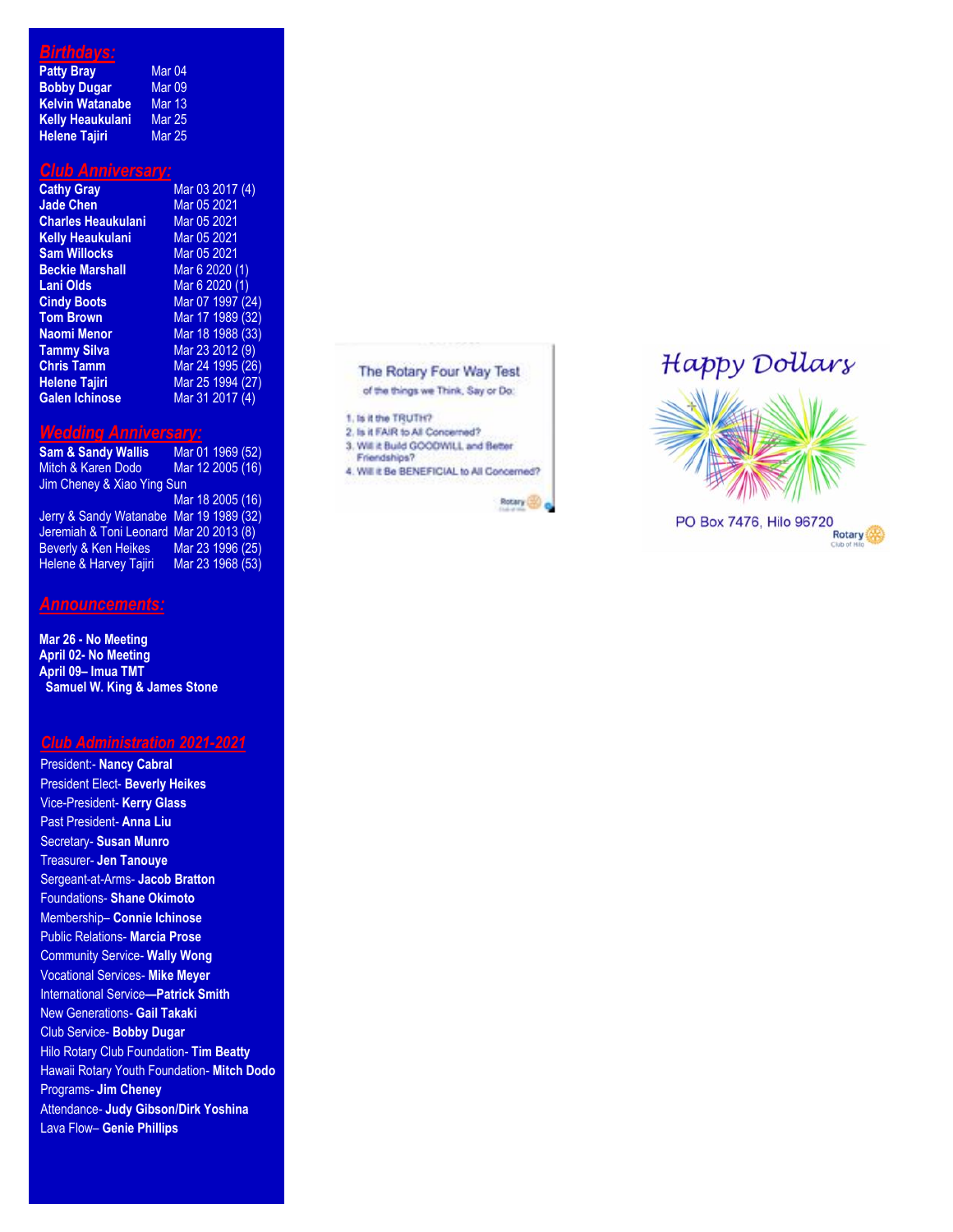## Birthdays:

| | |
|---|---|
| **Patty Bray** | Mar 04 |
| **Bobby Dugar** | Mar 09 |
| **Kelvin Watanabe** | Mar 13 |
| **Kelly Heaukulani** | Mar 25 |
| **Helene Tajiri** | Mar 25 |

## Club Anniversary:

| | |
|---|---|
| **Cathy Gray** | Mar 03 2017 (4) |
| **Jade Chen** | Mar 05 2021 |
| **Charles Heaukulani** | Mar 05 2021 |
| **Kelly Heaukulani** | Mar 05 2021 |
| **Sam Willocks** | Mar 05 2021 |
| **Beckie Marshall** | Mar 6 2020 (1) |
| **Lani Olds** | Mar 6 2020 (1) |
| **Cindy Boots** | Mar 07 1997 (24) |
| **Tom Brown** | Mar 17 1989 (32) |
| **Naomi Menor** | Mar 18 1988 (33) |
| **Tammy Silva** | Mar 23 2012 (9) |
| **Chris Tamm** | Mar 24 1995 (26) |
| **Helene Tajiri** | Mar 25 1994 (27) |
| **Galen Ichinose** | Mar 31 2017 (4) |

## Wedding Anniversary:

| | |
|---|---|
| **Sam & Sandy Wallis** | Mar 01 1969 (52) |
| Mitch & Karen Dodo | Mar 12 2005 (16) |
| Jim Cheney & Xiao Ying Sun | Mar 18 2005 (16) |
| Jerry & Sandy Watanabe | Mar 19 1989 (32) |
| Jeremiah & Toni Leonard | Mar 20 2013 (8) |
| Beverly & Ken Heikes | Mar 23 1996 (25) |
| Helene & Harvey Tajiri | Mar 23 1968 (53) |

## Announcements:

**Mar 26 - No Meeting**
**April 02- No Meeting**
**April 09– Imua TMT**
**Samuel W. King & James Stone**

## Club Administration 2021-2021

President:- **Nancy Cabral**
President Elect- **Beverly Heikes**
Vice-President- **Kerry Glass**
Past President- **Anna Liu**
Secretary- **Susan Munro**
Treasurer- **Jen Tanouye**
Sergeant-at-Arms- **Jacob Bratton**
Foundations- **Shane Okimoto**
Membership– **Connie Ichinose**
Public Relations- **Marcia Prose**
Community Service- **Wally Wong**
Vocational Services- **Mike Meyer**
International Service—**Patrick Smith**
New Generations- **Gail Takaki**
Club Service- **Bobby Dugar**
Hilo Rotary Club Foundation- **Tim Beatty**
Hawaii Rotary Youth Foundation- **Mitch Dodo**
Programs- **Jim Cheney**
Attendance- **Judy Gibson/Dirk Yoshina**
Lava Flow– **Genie Phillips**

The Rotary Four Way Test
of the things we Think, Say or Do:

1. Is it the TRUTH?
2. Is it FAIR to All Concerned?
3. Will it Build GOODWILL and Better Friendships?
4. Will it Be BENEFICIAL to All Concerned?

Happy Dollars

PO Box 7476, Hilo 96720